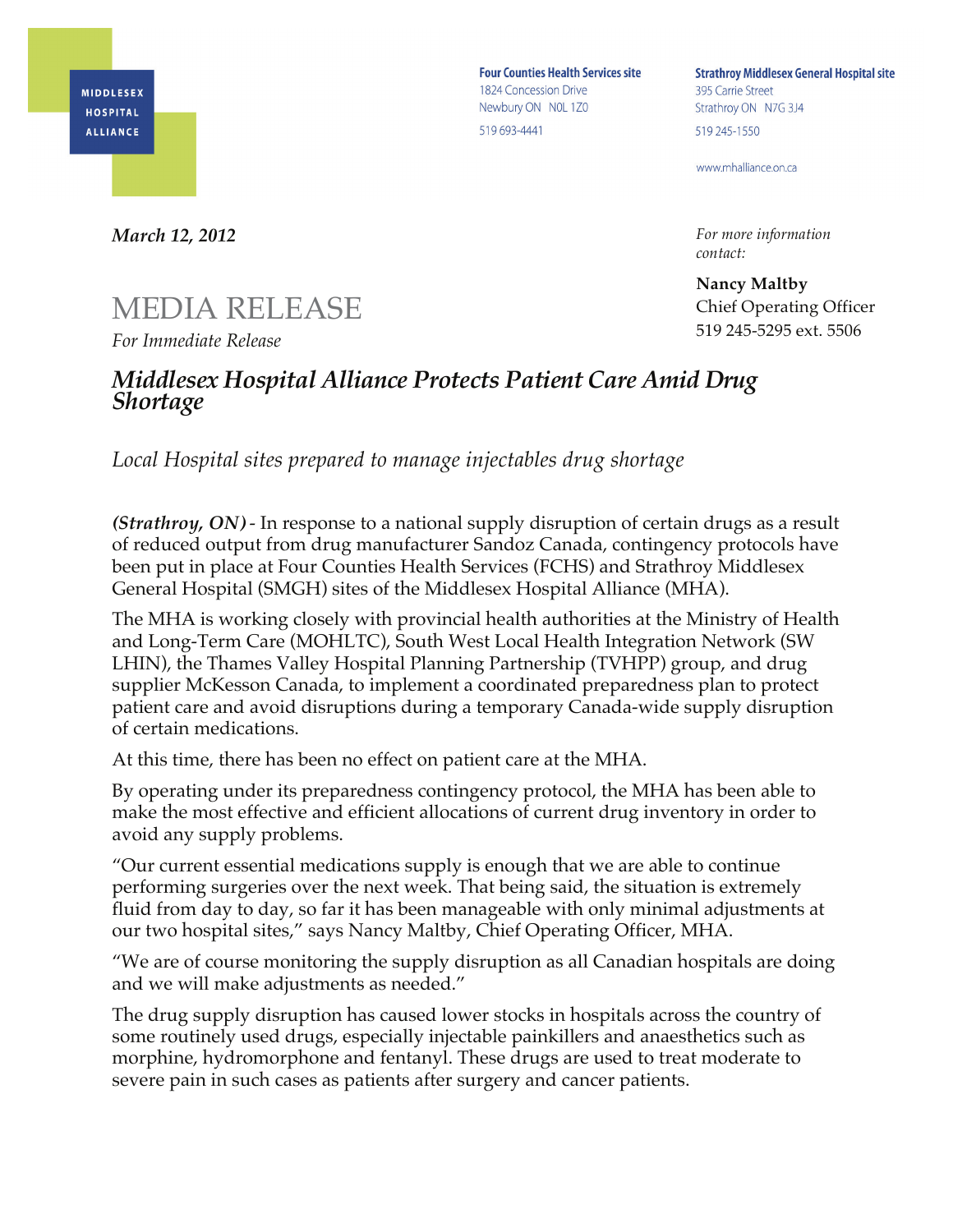MIDDLESEX HOSPITAL ALLIANCE

**Four Counties Health Services site**
1824 Concession Drive
Newbury ON N0L 1Z0
519 693-4441

**Strathroy Middlesex General Hospital site**
395 Carrie Street
Strathroy ON N7G 3J4
519 245-1550

www.mhalliance.on.ca

***March 12, 2012***

*For more information contact:*

**Nancy Maltby**
Chief Operating Officer
519 245-5295 ext. 5506

# MEDIA RELEASE

*For Immediate Release*

## *Middlesex Hospital Alliance Protects Patient Care Amid Drug Shortage*

*Local Hospital sites prepared to manage injectables drug shortage*

***(Strathroy, ON)*** - In response to a national supply disruption of certain drugs as a result of reduced output from drug manufacturer Sandoz Canada, contingency protocols have been put in place at Four Counties Health Services (FCHS) and Strathroy Middlesex General Hospital (SMGH) sites of the Middlesex Hospital Alliance (MHA).

The MHA is working closely with provincial health authorities at the Ministry of Health and Long-Term Care (MOHLTC), South West Local Health Integration Network (SW LHIN), the Thames Valley Hospital Planning Partnership (TVHPP) group, and drug supplier McKesson Canada, to implement a coordinated preparedness plan to protect patient care and avoid disruptions during a temporary Canada-wide supply disruption of certain medications.

At this time, there has been no effect on patient care at the MHA.

By operating under its preparedness contingency protocol, the MHA has been able to make the most effective and efficient allocations of current drug inventory in order to avoid any supply problems.

"Our current essential medications supply is enough that we are able to continue performing surgeries over the next week. That being said, the situation is extremely fluid from day to day, so far it has been manageable with only minimal adjustments at our two hospital sites," says Nancy Maltby, Chief Operating Officer, MHA.

"We are of course monitoring the supply disruption as all Canadian hospitals are doing and we will make adjustments as needed."

The drug supply disruption has caused lower stocks in hospitals across the country of some routinely used drugs, especially injectable painkillers and anaesthetics such as morphine, hydromorphone and fentanyl. These drugs are used to treat moderate to severe pain in such cases as patients after surgery and cancer patients.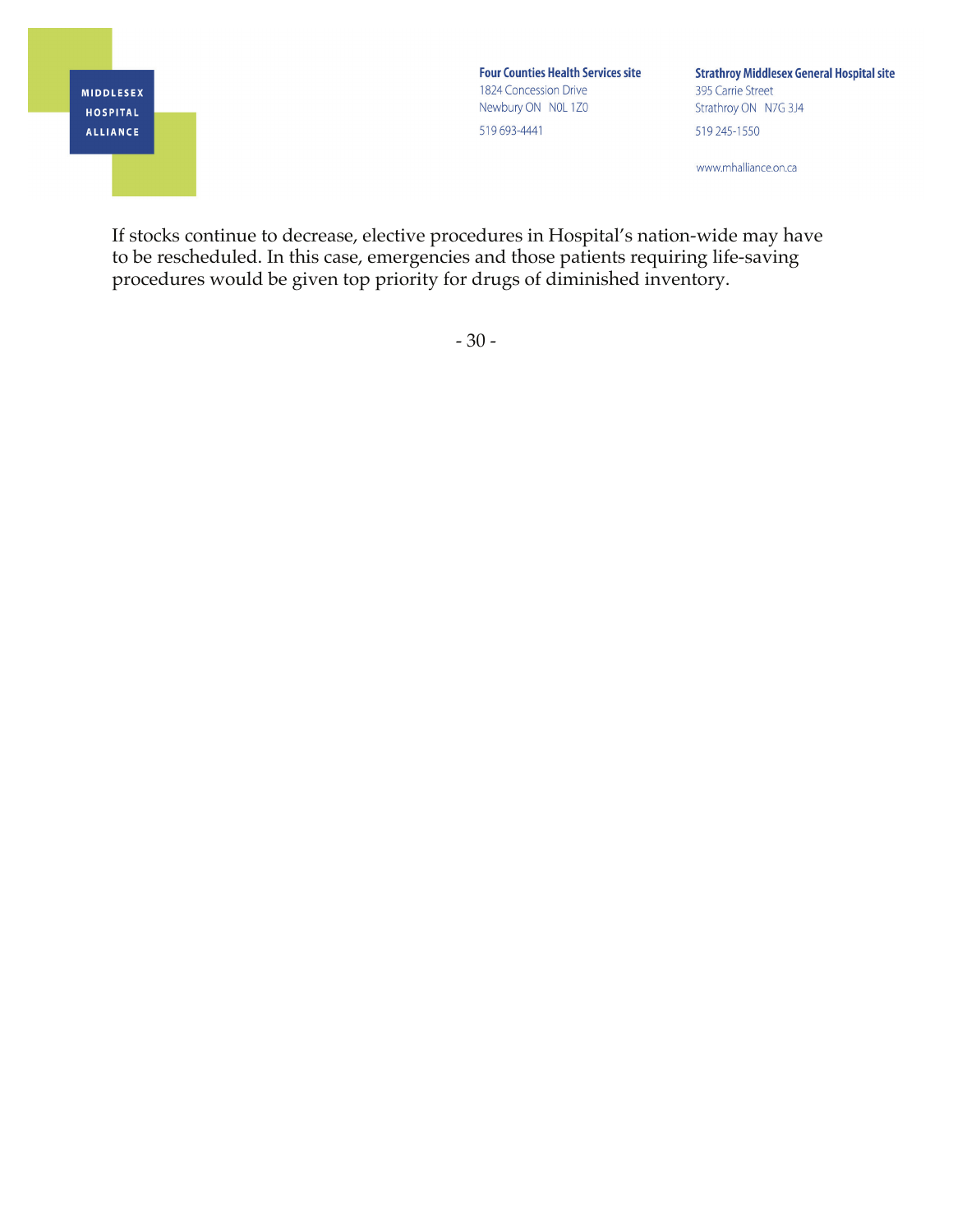If stocks continue to decrease, elective procedures in Hospital's nation-wide may have to be rescheduled. In this case, emergencies and those patients requiring life-saving procedures would be given top priority for drugs of diminished inventory.

- 30 -